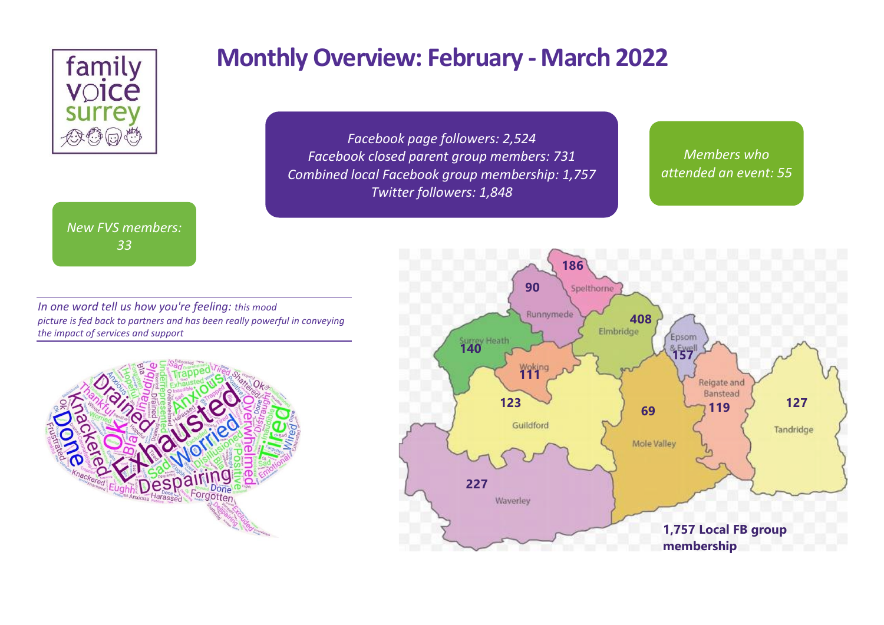# Monthly Overview: February - March 2022

*Facebook page followers: 2,524*
*Facebook closed parent group members: 731*
*Combined local Facebook group membership: 1,757*
*Twitter followers: 1,848*

*Members who attended an event: 55*

*New FVS members: 33*

*In one word tell us how you're feeling: this mood picture is fed back to partners and has been really powerful in conveying the impact of services and support*

| Area | Local FB group membership |
|---|---|
| Spelthorne | 186 |
| Runnymede | 90 |
| Elmbridge | 408 |
| Surrey Heath | 140 |
| Woking | 111 |
| Epsom & Ewell | 157 |
| Guildford | 123 |
| Mole Valley | 69 |
| Reigate and Banstead | 119 |
| Tandridge | 127 |
| Waverley | 227 |

**1,757 Local FB group membership**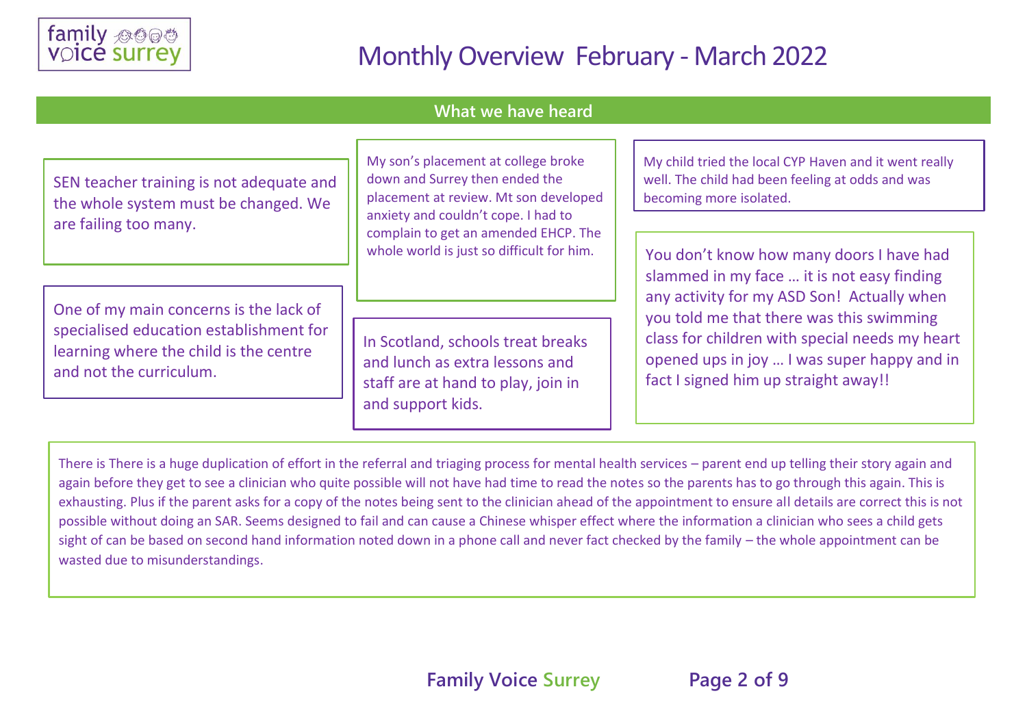# Monthly Overview February - March 2022

## What we have heard

SEN teacher training is not adequate and the whole system must be changed. We are failing too many.

One of my main concerns is the lack of specialised education establishment for learning where the child is the centre and not the curriculum.

My son's placement at college broke down and Surrey then ended the placement at review. Mt son developed anxiety and couldn't cope. I had to complain to get an amended EHCP. The whole world is just so difficult for him.

In Scotland, schools treat breaks and lunch as extra lessons and staff are at hand to play, join in and support kids.

My child tried the local CYP Haven and it went really well. The child had been feeling at odds and was becoming more isolated.

You don't know how many doors I have had slammed in my face … it is not easy finding any activity for my ASD Son! Actually when you told me that there was this swimming class for children with special needs my heart opened ups in joy … I was super happy and in fact I signed him up straight away!!

There is There is a huge duplication of effort in the referral and triaging process for mental health services – parent end up telling their story again and again before they get to see a clinician who quite possible will not have had time to read the notes so the parents has to go through this again. This is exhausting. Plus if the parent asks for a copy of the notes being sent to the clinician ahead of the appointment to ensure all details are correct this is not possible without doing an SAR. Seems designed to fail and can cause a Chinese whisper effect where the information a clinician who sees a child gets sight of can be based on second hand information noted down in a phone call and never fact checked by the family – the whole appointment can be wasted due to misunderstandings.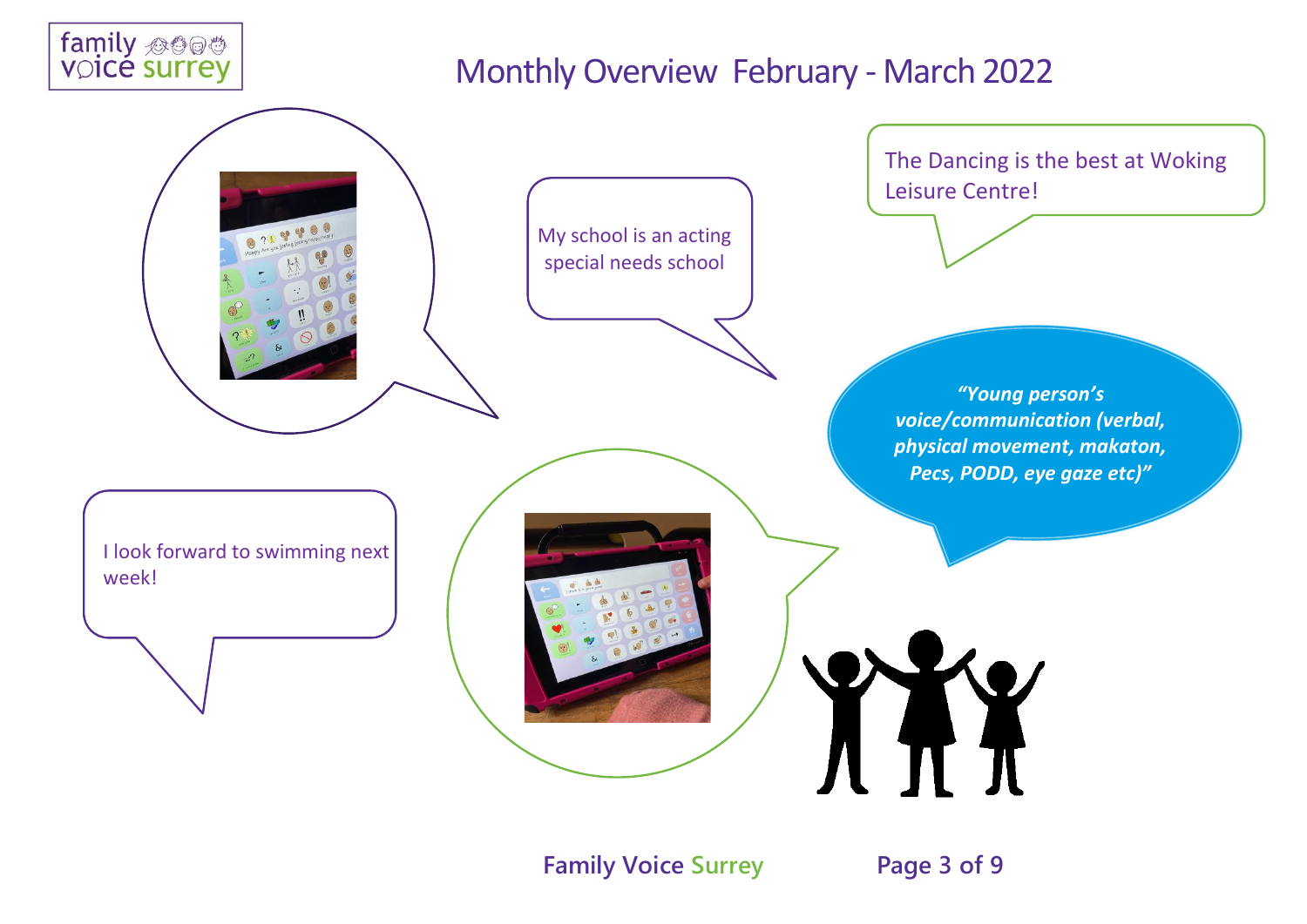# Monthly Overview February - March 2022

My school is an acting special needs school

The Dancing is the best at Woking Leisure Centre!

***"Young person's voice/communication (verbal, physical movement, makaton, Pecs, PODD, eye gaze etc)"***

I look forward to swimming next week!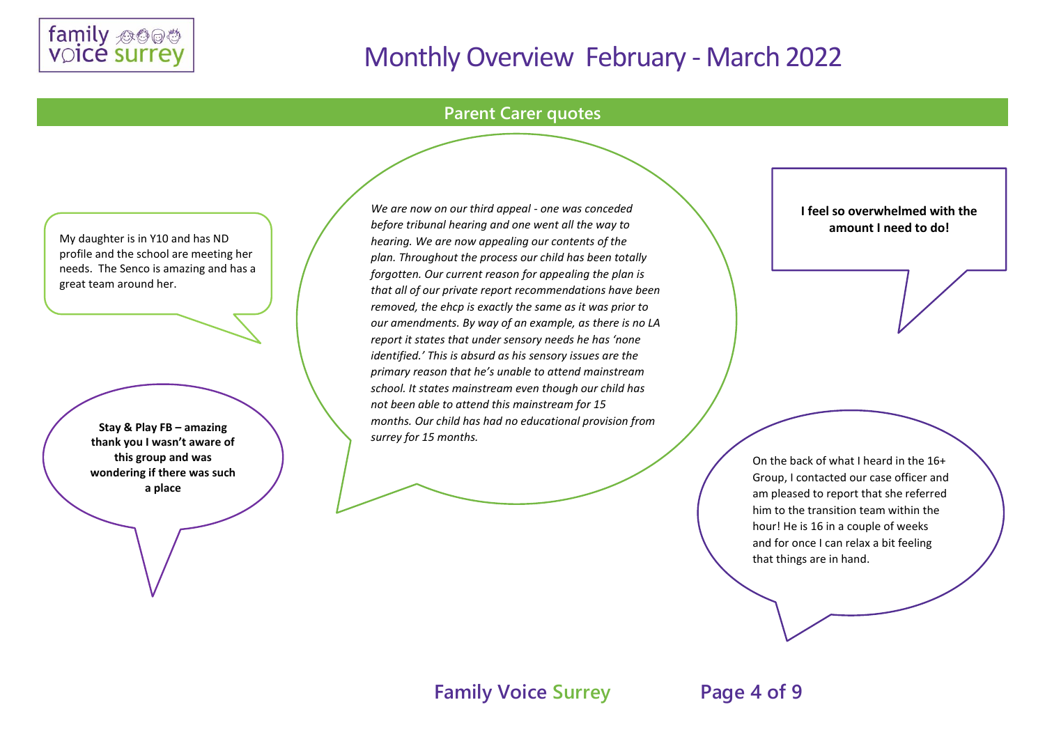# Monthly Overview February - March 2022

## Parent Carer quotes

My daughter is in Y10 and has ND profile and the school are meeting her needs. The Senco is amazing and has a great team around her.

*We are now on our third appeal - one was conceded before tribunal hearing and one went all the way to hearing. We are now appealing our contents of the plan. Throughout the process our child has been totally forgotten. Our current reason for appealing the plan is that all of our private report recommendations have been removed, the ehcp is exactly the same as it was prior to our amendments. By way of an example, as there is no LA report it states that under sensory needs he has 'none identified.' This is absurd as his sensory issues are the primary reason that he's unable to attend mainstream school. It states mainstream even though our child has not been able to attend this mainstream for 15 months. Our child has had no educational provision from surrey for 15 months.*

**I feel so overwhelmed with the amount I need to do!**

**Stay & Play FB – amazing thank you I wasn't aware of this group and was wondering if there was such a place**

On the back of what I heard in the 16+ Group, I contacted our case officer and am pleased to report that she referred him to the transition team within the hour! He is 16 in a couple of weeks and for once I can relax a bit feeling that things are in hand.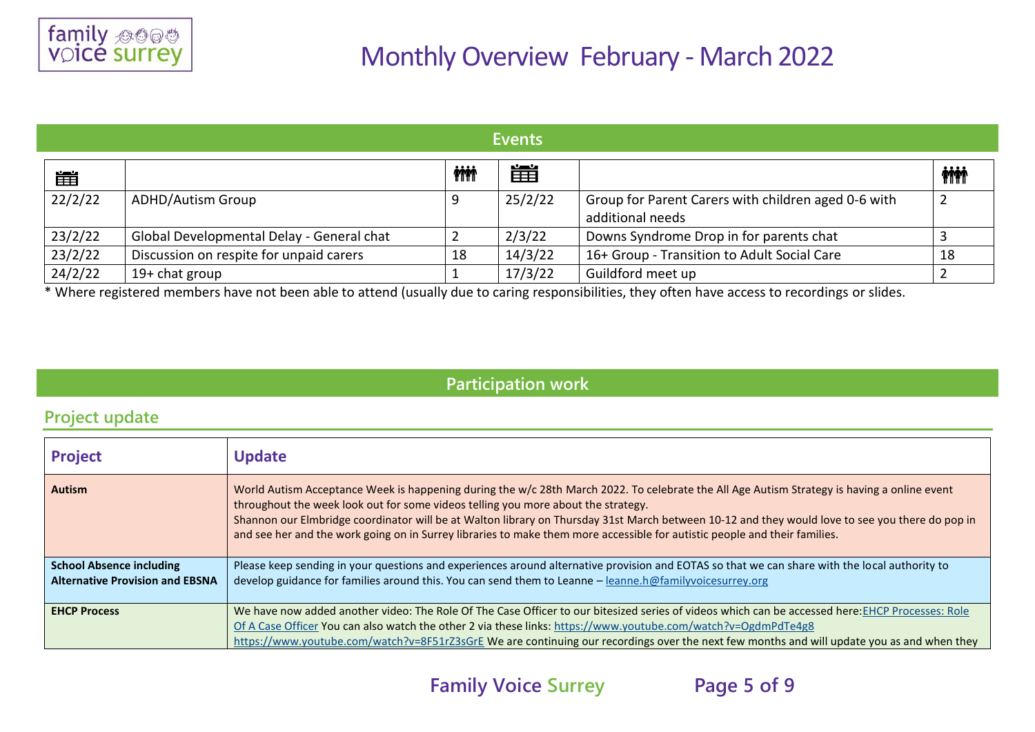# Monthly Overview February - March 2022

## Events

| Date | Event | Attendees | Date | Event | Attendees |
|---|---|---|---|---|---|
| 22/2/22 | ADHD/Autism Group | 9 | 25/2/22 | Group for Parent Carers with children aged 0-6 with additional needs | 2 |
| 23/2/22 | Global Developmental Delay - General chat | 2 | 2/3/22 | Downs Syndrome Drop in for parents chat | 3 |
| 23/2/22 | Discussion on respite for unpaid carers | 18 | 14/3/22 | 16+ Group - Transition to Adult Social Care | 18 |
| 24/2/22 | 19+ chat group | 1 | 17/3/22 | Guildford meet up | 2 |

* Where registered members have not been able to attend (usually due to caring responsibilities, they often have access to recordings or slides.

## Participation work

### Project update

| Project | Update |
|---|---|
| **Autism** | World Autism Acceptance Week is happening during the w/c 28th March 2022. To celebrate the All Age Autism Strategy is having a online event throughout the week look out for some videos telling you more about the strategy. Shannon our Elmbridge coordinator will be at Walton library on Thursday 31st March between 10-12 and they would love to see you there do pop in and see her and the work going on in Surrey libraries to make them more accessible for autistic people and their families. |
| **School Absence including Alternative Provision and EBSNA** | Please keep sending in your questions and experiences around alternative provision and EOTAS so that we can share with the local authority to develop guidance for families around this. You can send them to Leanne – leanne.h@familyvoicesurrey.org |
| **EHCP Process** | We have now added another video: The Role Of The Case Officer to our bitesized series of videos which can be accessed here:EHCP Processes: Role Of A Case Officer You can also watch the other 2 via these links: https://www.youtube.com/watch?v=OgdmPdTe4g8 https://www.youtube.com/watch?v=8F51rZ3sGrE We are continuing our recordings over the next few months and will update you as and when they |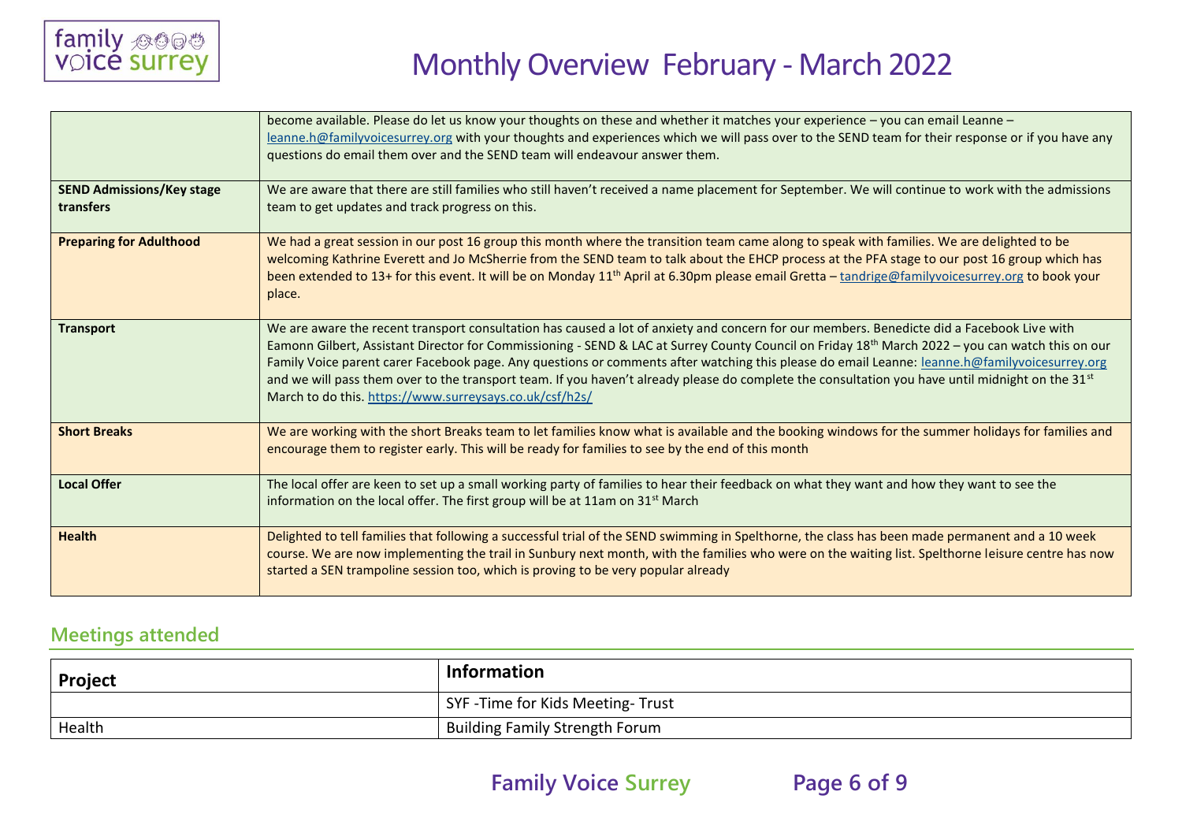| | |
|---|---|
| | become available. Please do let us know your thoughts on these and whether it matches your experience – you can email Leanne – leanne.h@familyvoicesurrey.org with your thoughts and experiences which we will pass over to the SEND team for their response or if you have any questions do email them over and the SEND team will endeavour answer them. |
| **SEND Admissions/Key stage transfers** | We are aware that there are still families who still haven't received a name placement for September. We will continue to work with the admissions team to get updates and track progress on this. |
| **Preparing for Adulthood** | We had a great session in our post 16 group this month where the transition team came along to speak with families. We are delighted to be welcoming Kathrine Everett and Jo McSherrie from the SEND team to talk about the EHCP process at the PFA stage to our post 16 group which has been extended to 13+ for this event. It will be on Monday 11th April at 6.30pm please email Gretta – tandrige@familyvoicesurrey.org to book your place. |
| **Transport** | We are aware the recent transport consultation has caused a lot of anxiety and concern for our members. Benedicte did a Facebook Live with Eamonn Gilbert, Assistant Director for Commissioning - SEND & LAC at Surrey County Council on Friday 18th March 2022 – you can watch this on our Family Voice parent carer Facebook page. Any questions or comments after watching this please do email Leanne: leanne.h@familyvoicesurrey.org and we will pass them over to the transport team. If you haven't already please do complete the consultation you have until midnight on the 31st March to do this. https://www.surreysays.co.uk/csf/h2s/ |
| **Short Breaks** | We are working with the short Breaks team to let families know what is available and the booking windows for the summer holidays for families and encourage them to register early. This will be ready for families to see by the end of this month |
| **Local Offer** | The local offer are keen to set up a small working party of families to hear their feedback on what they want and how they want to see the information on the local offer. The first group will be at 11am on 31st March |
| **Health** | Delighted to tell families that following a successful trial of the SEND swimming in Spelthorne, the class has been made permanent and a 10 week course. We are now implementing the trail in Sunbury next month, with the families who were on the waiting list. Spelthorne leisure centre has now started a SEN trampoline session too, which is proving to be very popular already |

## Meetings attended

| Project | Information |
|---|---|
| | SYF -Time for Kids Meeting- Trust |
| Health | Building Family Strength Forum |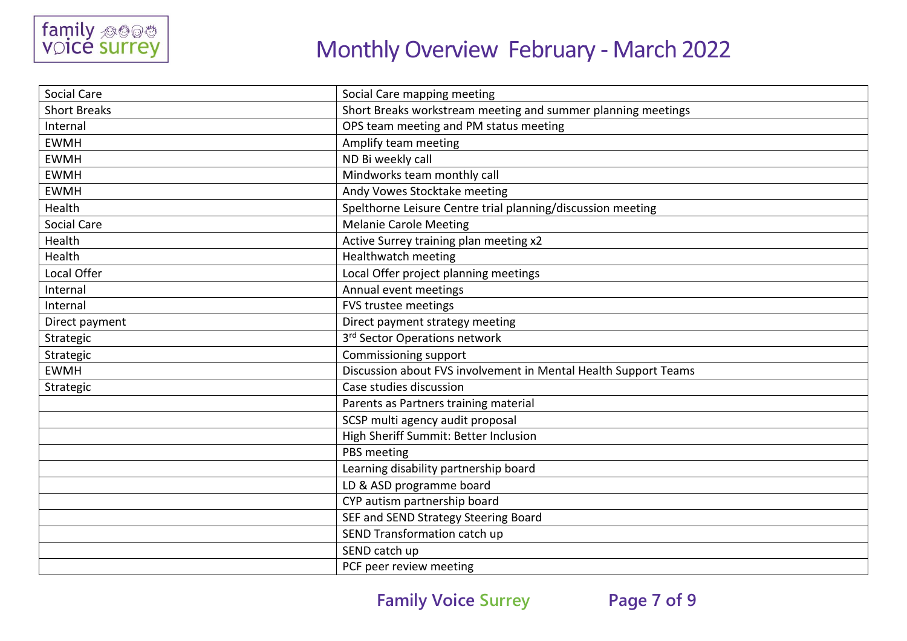# Monthly Overview February - March 2022

| | |
|---|---|
| Social Care | Social Care mapping meeting |
| Short Breaks | Short Breaks workstream meeting and summer planning meetings |
| Internal | OPS team meeting and PM status meeting |
| EWMH | Amplify team meeting |
| EWMH | ND Bi weekly call |
| EWMH | Mindworks team monthly call |
| EWMH | Andy Vowes Stocktake meeting |
| Health | Spelthorne Leisure Centre trial planning/discussion meeting |
| Social Care | Melanie Carole Meeting |
| Health | Active Surrey training plan meeting x2 |
| Health | Healthwatch meeting |
| Local Offer | Local Offer project planning meetings |
| Internal | Annual event meetings |
| Internal | FVS trustee meetings |
| Direct payment | Direct payment strategy meeting |
| Strategic | 3rd Sector Operations network |
| Strategic | Commissioning support |
| EWMH | Discussion about FVS involvement in Mental Health Support Teams |
| Strategic | Case studies discussion |
| | Parents as Partners training material |
| | SCSP multi agency audit proposal |
| | High Sheriff Summit: Better Inclusion |
| | PBS meeting |
| | Learning disability partnership board |
| | LD & ASD programme board |
| | CYP autism partnership board |
| | SEF and SEND Strategy Steering Board |
| | SEND Transformation catch up |
| | SEND catch up |
| | PCF peer review meeting |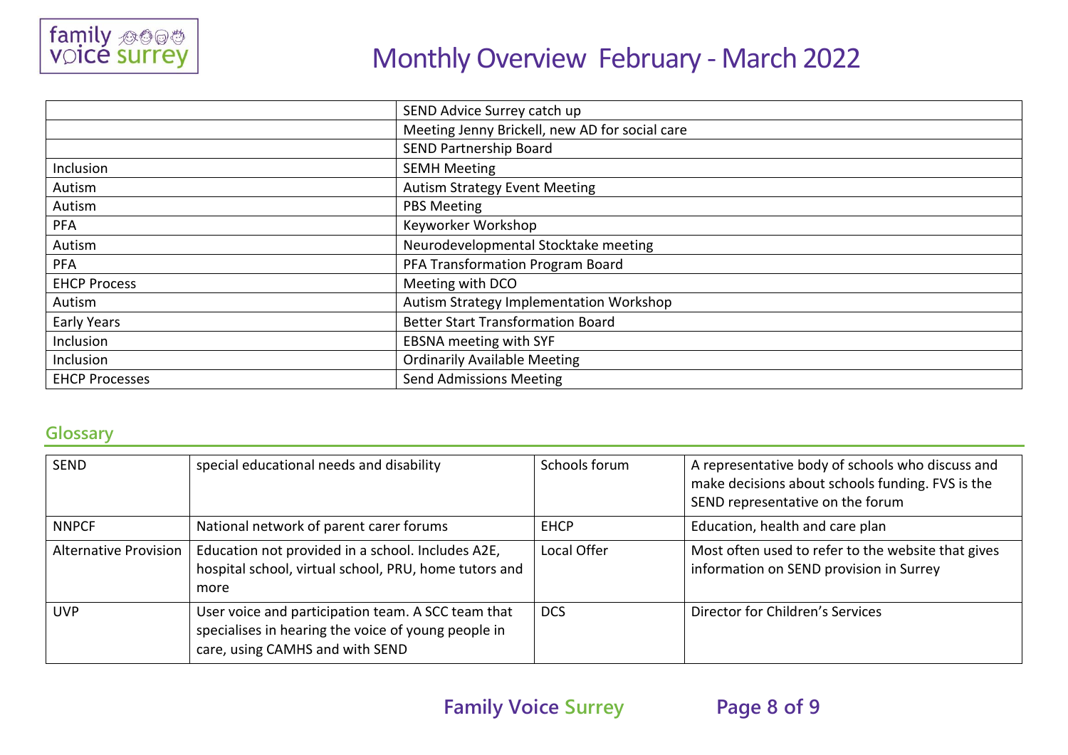# Monthly Overview February - March 2022

| | |
|---|---|
| | SEND Advice Surrey catch up |
| | Meeting Jenny Brickell, new AD for social care |
| | SEND Partnership Board |
| Inclusion | SEMH Meeting |
| Autism | Autism Strategy Event Meeting |
| Autism | PBS Meeting |
| PFA | Keyworker Workshop |
| Autism | Neurodevelopmental Stocktake meeting |
| PFA | PFA Transformation Program Board |
| EHCP Process | Meeting with DCO |
| Autism | Autism Strategy Implementation Workshop |
| Early Years | Better Start Transformation Board |
| Inclusion | EBSNA meeting with SYF |
| Inclusion | Ordinarily Available Meeting |
| EHCP Processes | Send Admissions Meeting |

## Glossary

| | | | |
|---|---|---|---|
| SEND | special educational needs and disability | Schools forum | A representative body of schools who discuss and make decisions about schools funding. FVS is the SEND representative on the forum |
| NNPCF | National network of parent carer forums | EHCP | Education, health and care plan |
| Alternative Provision | Education not provided in a school. Includes A2E, hospital school, virtual school, PRU, home tutors and more | Local Offer | Most often used to refer to the website that gives information on SEND provision in Surrey |
| UVP | User voice and participation team. A SCC team that specialises in hearing the voice of young people in care, using CAMHS and with SEND | DCS | Director for Children's Services |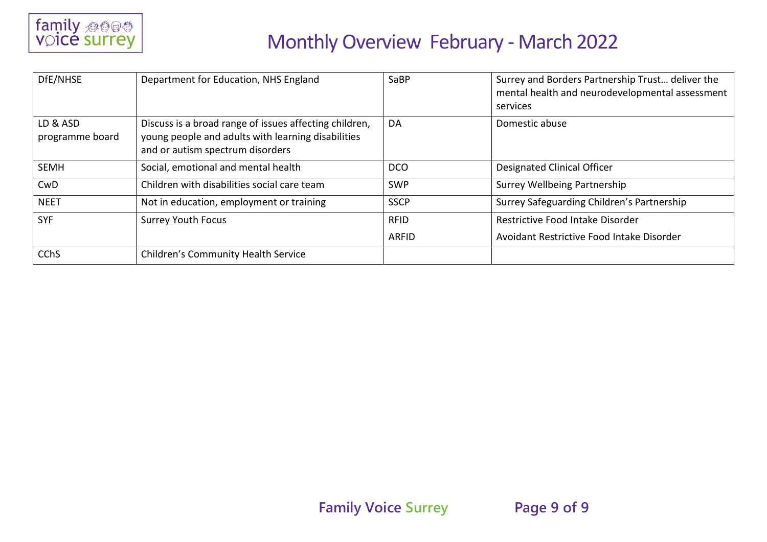| | | | |
|---|---|---|---|
| DfE/NHSE | Department for Education, NHS England | SaBP | Surrey and Borders Partnership Trust… deliver the mental health and neurodevelopmental assessment services |
| LD & ASD programme board | Discuss is a broad range of issues affecting children, young people and adults with learning disabilities and or autism spectrum disorders | DA | Domestic abuse |
| SEMH | Social, emotional and mental health | DCO | Designated Clinical Officer |
| CwD | Children with disabilities social care team | SWP | Surrey Wellbeing Partnership |
| NEET | Not in education, employment or training | SSCP | Surrey Safeguarding Children's Partnership |
| SYF | Surrey Youth Focus | RFID<br>ARFID | Restrictive Food Intake Disorder<br>Avoidant Restrictive Food Intake Disorder |
| CChS | Children's Community Health Service | | |